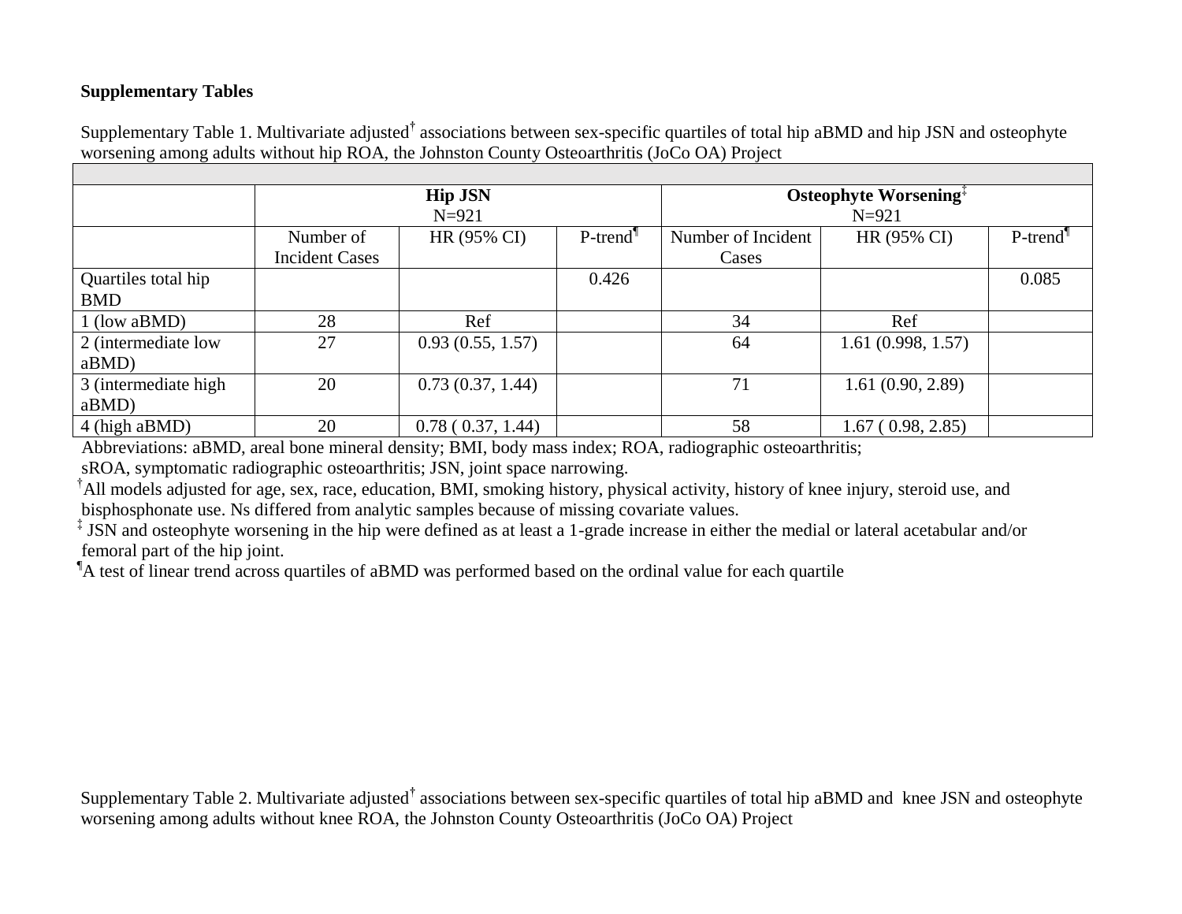**Supplementary Tables**

Supplementary Table 1. Multivariate adjusted[†] associations between sex-specific quartiles of total hip aBMD and hip JSN and osteophyte worsening among adults without hip ROA, the Johnston County Osteoarthritis (JoCo OA) Project

| | Hip JSN N=921 | | | Osteophyte Worsening[‡] N=921 | | |
|---|---|---|---|---|---|---|
| | Number of Incident Cases | HR (95% CI) | P-trend[¶] | Number of Incident Cases | HR (95% CI) | P-trend[¶] |
| Quartiles total hip BMD | | | 0.426 | | | 0.085 |
| 1 (low aBMD) | 28 | Ref | | 34 | Ref | |
| 2 (intermediate low aBMD) | 27 | 0.93 (0.55, 1.57) | | 64 | 1.61 (0.998, 1.57) | |
| 3 (intermediate high aBMD) | 20 | 0.73 (0.37, 1.44) | | 71 | 1.61 (0.90, 2.89) | |
| 4 (high aBMD) | 20 | 0.78 ( 0.37, 1.44) | | 58 | 1.67 ( 0.98, 2.85) | |

Abbreviations: aBMD, areal bone mineral density; BMI, body mass index; ROA, radiographic osteoarthritis; sROA, symptomatic radiographic osteoarthritis; JSN, joint space narrowing.

[†]All models adjusted for age, sex, race, education, BMI, smoking history, physical activity, history of knee injury, steroid use, and bisphosphonate use. Ns differed from analytic samples because of missing covariate values.

[‡] JSN and osteophyte worsening in the hip were defined as at least a 1-grade increase in either the medial or lateral acetabular and/or femoral part of the hip joint.

[¶]A test of linear trend across quartiles of aBMD was performed based on the ordinal value for each quartile

Supplementary Table 2. Multivariate adjusted[†] associations between sex-specific quartiles of total hip aBMD and knee JSN and osteophyte worsening among adults without knee ROA, the Johnston County Osteoarthritis (JoCo OA) Project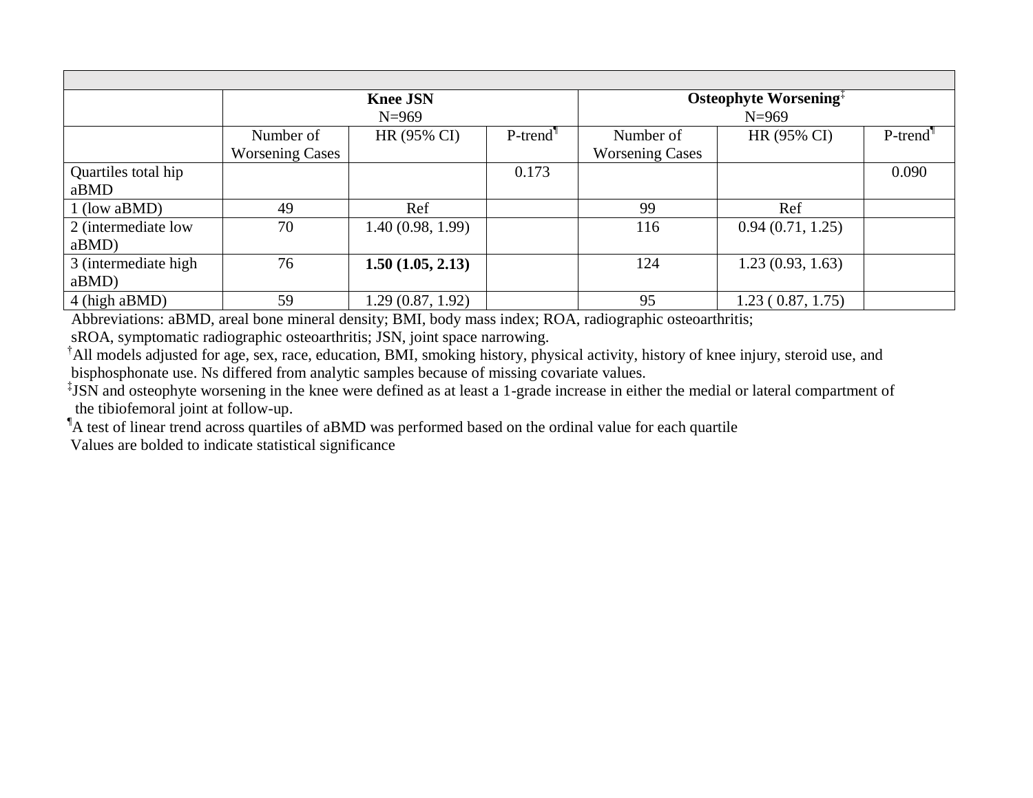| | Knee JSN N=969 | | | Osteophyte Worsening[‡] N=969 | | |
|---|---|---|---|---|---|---|
| | Number of Worsening Cases | HR (95% CI) | P-trend[¶] | Number of Worsening Cases | HR (95% CI) | P-trend[¶] |
| Quartiles total hip aBMD | | | 0.173 | | | 0.090 |
| 1 (low aBMD) | 49 | Ref | | 99 | Ref | |
| 2 (intermediate low aBMD) | 70 | 1.40 (0.98, 1.99) | | 116 | 0.94 (0.71, 1.25) | |
| 3 (intermediate high aBMD) | 76 | **1.50 (1.05, 2.13)** | | 124 | 1.23 (0.93, 1.63) | |
| 4 (high aBMD) | 59 | 1.29 (0.87, 1.92) | | 95 | 1.23 ( 0.87, 1.75) | |

Abbreviations: aBMD, areal bone mineral density; BMI, body mass index; ROA, radiographic osteoarthritis; sROA, symptomatic radiographic osteoarthritis; JSN, joint space narrowing.

[†]All models adjusted for age, sex, race, education, BMI, smoking history, physical activity, history of knee injury, steroid use, and bisphosphonate use. Ns differed from analytic samples because of missing covariate values.

[‡]JSN and osteophyte worsening in the knee were defined as at least a 1-grade increase in either the medial or lateral compartment of the tibiofemoral joint at follow-up.

[¶]A test of linear trend across quartiles of aBMD was performed based on the ordinal value for each quartile

Values are bolded to indicate statistical significance